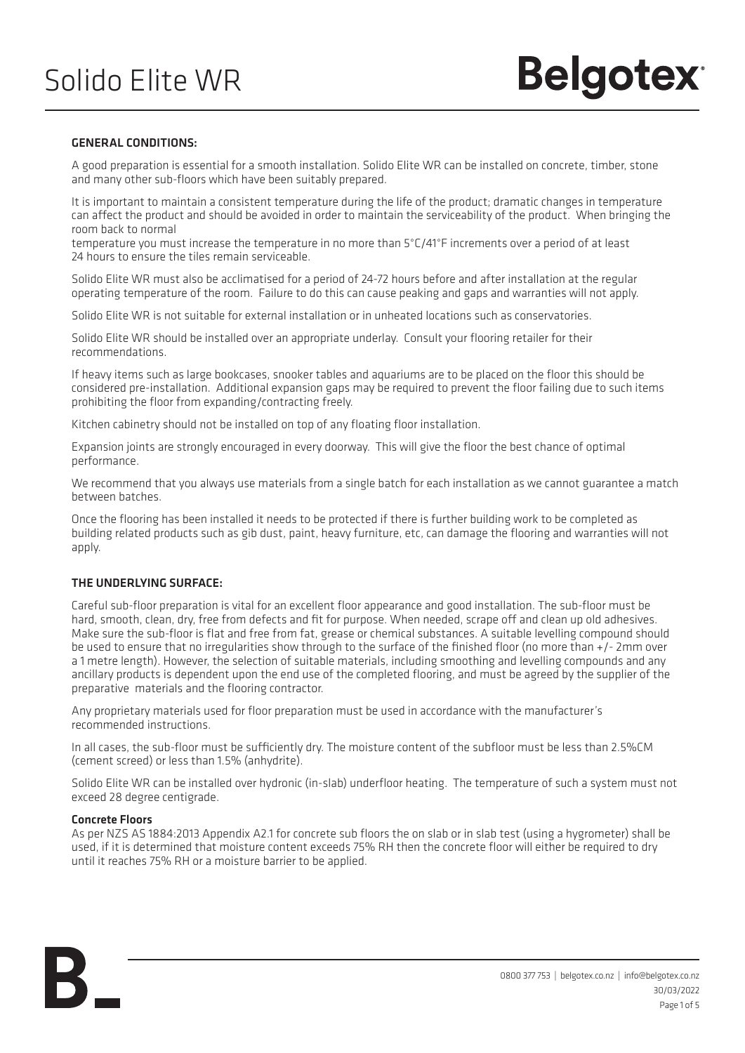# Solido Elite WR

## GENERAL CONDITIONS:

A good preparation is essential for a smooth installation. Solido Elite WR can be installed on concrete, timber, stone and many other sub-floors which have been suitably prepared.

It is important to maintain a consistent temperature during the life of the product; dramatic changes in temperature can affect the product and should be avoided in order to maintain the serviceability of the product. When bringing the room back to normal temperature you must increase the temperature in no more than 5°C/41°F increments over a period of at least 24 hours to ensure the tiles remain serviceable.

Solido Elite WR must also be acclimatised for a period of 24-72 hours before and after installation at the regular operating temperature of the room. Failure to do this can cause peaking and gaps and warranties will not apply.

Solido Elite WR is not suitable for external installation or in unheated locations such as conservatories.

Solido Elite WR should be installed over an appropriate underlay. Consult your flooring retailer for their recommendations.

If heavy items such as large bookcases, snooker tables and aquariums are to be placed on the floor this should be considered pre-installation. Additional expansion gaps may be required to prevent the floor failing due to such items prohibiting the floor from expanding/contracting freely.

Kitchen cabinetry should not be installed on top of any floating floor installation.

Expansion joints are strongly encouraged in every doorway. This will give the floor the best chance of optimal performance.

We recommend that you always use materials from a single batch for each installation as we cannot guarantee a match between batches.

Once the flooring has been installed it needs to be protected if there is further building work to be completed as building related products such as gib dust, paint, heavy furniture, etc, can damage the flooring and warranties will not apply.

## THE UNDERLYING SURFACE:

Careful sub-floor preparation is vital for an excellent floor appearance and good installation. The sub-floor must be hard, smooth, clean, dry, free from defects and fit for purpose. When needed, scrape off and clean up old adhesives. Make sure the sub-floor is flat and free from fat, grease or chemical substances. A suitable levelling compound should be used to ensure that no irregularities show through to the surface of the finished floor (no more than +/- 2mm over a 1 metre length). However, the selection of suitable materials, including smoothing and levelling compounds and any ancillary products is dependent upon the end use of the completed flooring, and must be agreed by the supplier of the preparative materials and the flooring contractor.

Any proprietary materials used for floor preparation must be used in accordance with the manufacturer's recommended instructions.

In all cases, the sub-floor must be sufficiently dry. The moisture content of the subfloor must be less than 2.5%CM (cement screed) or less than 1.5% (anhydrite).

Solido Elite WR can be installed over hydronic (in-slab) underfloor heating. The temperature of such a system must not exceed 28 degree centigrade.

### Concrete Floors

As per NZS AS 1884:2013 Appendix A2.1 for concrete sub floors the on slab or in slab test (using a hygrometer) shall be used, if it is determined that moisture content exceeds 75% RH then the concrete floor will either be required to dry until it reaches 75% RH or a moisture barrier to be applied.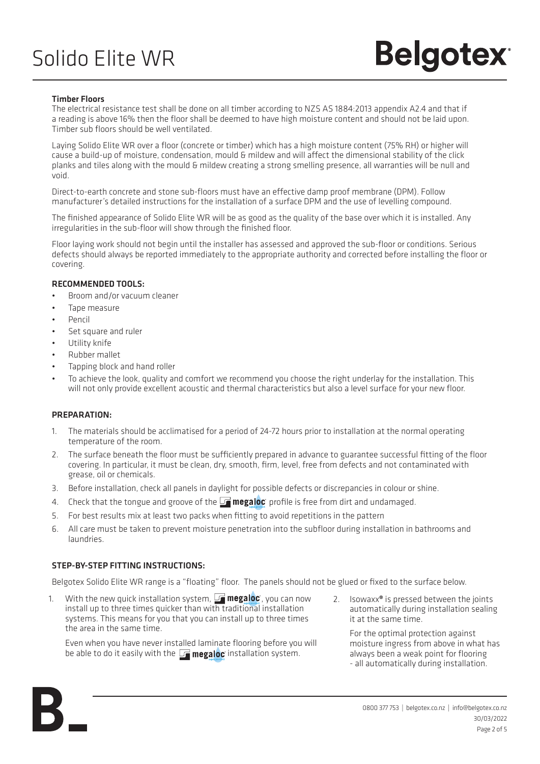#### Timber Floors

The electrical resistance test shall be done on all timber according to NZS AS 1884:2013 appendix A2.4 and that if a reading is above 16% then the floor shall be deemed to have high moisture content and should not be laid upon. Timber sub floors should be well ventilated.

Laying Solido Elite WR over a floor (concrete or timber) which has a high moisture content (75% RH) or higher will cause a build-up of moisture, condensation, mould & mildew and will affect the dimensional stability of the click planks and tiles along with the mould & mildew creating a strong smelling presence, all warranties will be null and void.

Direct-to-earth concrete and stone sub-floors must have an effective damp proof membrane (DPM). Follow manufacturer's detailed instructions for the installation of a surface DPM and the use of levelling compound.

The finished appearance of Solido Elite WR will be as good as the quality of the base over which it is installed. Any irregularities in the sub-floor will show through the finished floor.

Floor laying work should not begin until the installer has assessed and approved the sub-floor or conditions. Serious defects should always be reported immediately to the appropriate authority and corrected before installing the floor or covering.

#### RECOMMENDED TOOLS:

- Broom and/or vacuum cleaner
- Tape measure
- Pencil
- Set square and ruler
- Utility knife
- Rubber mallet
- Tapping block and hand roller
- To achieve the look, quality and comfort we recommend you choose the right underlay for the installation. This will not only provide excellent acoustic and thermal characteristics but also a level surface for your new floor.

#### PREPARATION:

1. The materials should be acclimatised for a period of 24-72 hours prior to installation at the normal operating temperature of the room.
2. The surface beneath the floor must be sufficiently prepared in advance to guarantee successful fitting of the floor covering. In particular, it must be clean, dry, smooth, firm, level, free from defects and not contaminated with grease, oil or chemicals.
3. Before installation, check all panels in daylight for possible defects or discrepancies in colour or shine.
4. Check that the tongue and groove of the megaloc profile is free from dirt and undamaged.
5. For best results mix at least two packs when fitting to avoid repetitions in the pattern
6. All care must be taken to prevent moisture penetration into the subfloor during installation in bathrooms and laundries.

#### STEP-BY-STEP FITTING INSTRUCTIONS:

Belgotex Solido Elite WR range is a "floating" floor. The panels should not be glued or fixed to the surface below.

1. With the new quick installation system, megaloc, you can now install up to three times quicker than with traditional installation systems. This means for you that you can install up to three times the area in the same time.

   Even when you have never installed laminate flooring before you will be able to do it easily with the megaloc installation system.

2. Isowaxx® is pressed between the joints automatically during installation sealing it at the same time.

   For the optimal protection against moisture ingress from above in what has always been a weak point for flooring - all automatically during installation.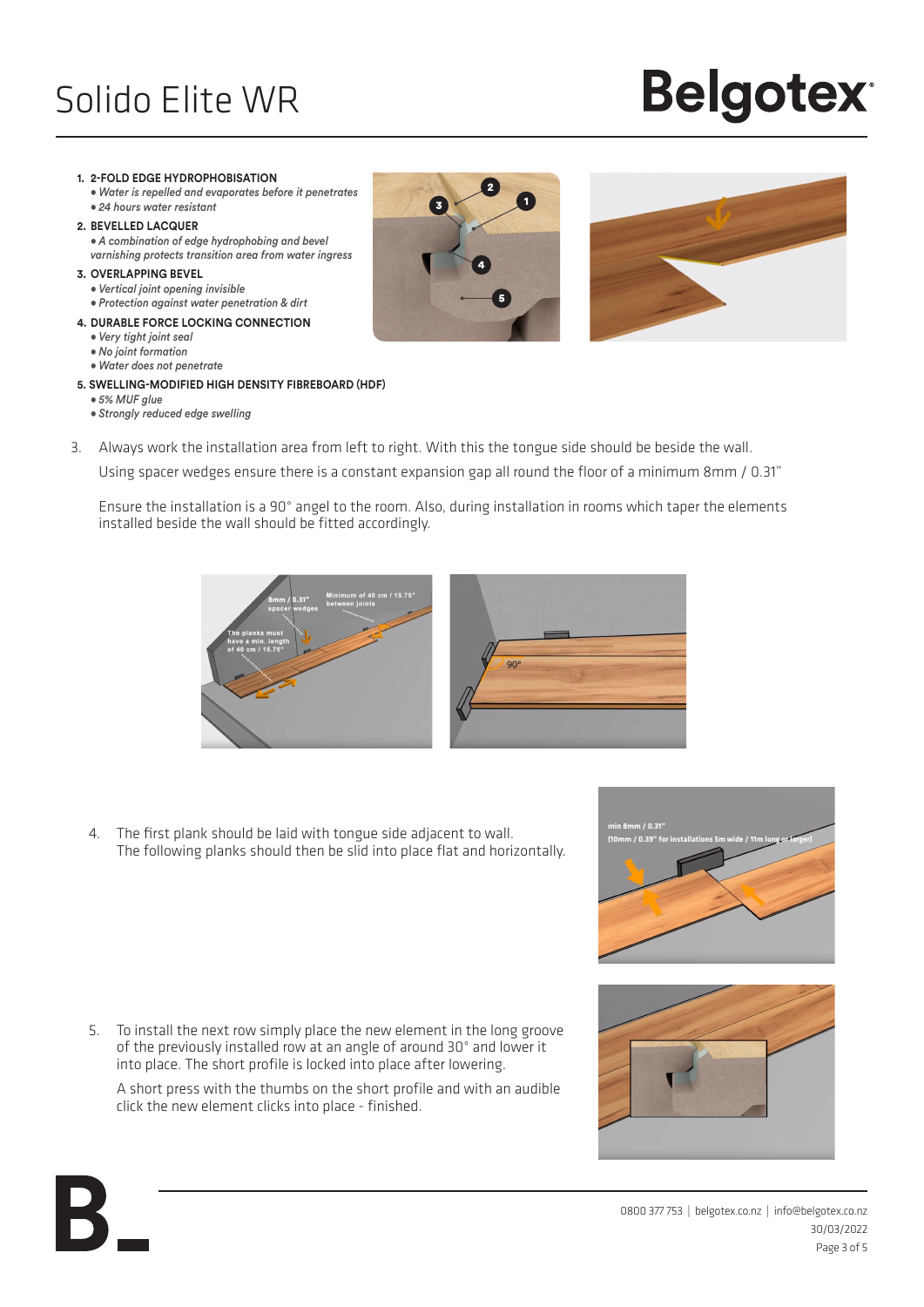1. **2-FOLD EDGE HYDROPHOBISATION**
   - *Water is repelled and evaporates before it penetrates*
   - *24 hours water resistant*
2. **BEVELLED LACQUER**
   - *A combination of edge hydrophobing and bevel varnishing protects transition area from water ingress*
3. **OVERLAPPING BEVEL**
   - *Vertical joint opening invisible*
   - *Protection against water penetration & dirt*
4. **DURABLE FORCE LOCKING CONNECTION**
   - *Very tight joint seal*
   - *No joint formation*
   - *Water does not penetrate*
5. **SWELLING-MODIFIED HIGH DENSITY FIBREBOARD (HDF)**
   - *5% MUF glue*
   - *Strongly reduced edge swelling*

3. Always work the installation area from left to right. With this the tongue side should be beside the wall.

   Using spacer wedges ensure there is a constant expansion gap all round the floor of a minimum 8mm / 0.31"

   Ensure the installation is a 90° angel to the room. Also, during installation in rooms which taper the elements installed beside the wall should be fitted accordingly.

4. The first plank should be laid with tongue side adjacent to wall. The following planks should then be slid into place flat and horizontally.

5. To install the next row simply place the new element in the long groove of the previously installed row at an angle of around 30° and lower it into place. The short profile is locked into place after lowering.

   A short press with the thumbs on the short profile and with an audible click the new element clicks into place - finished.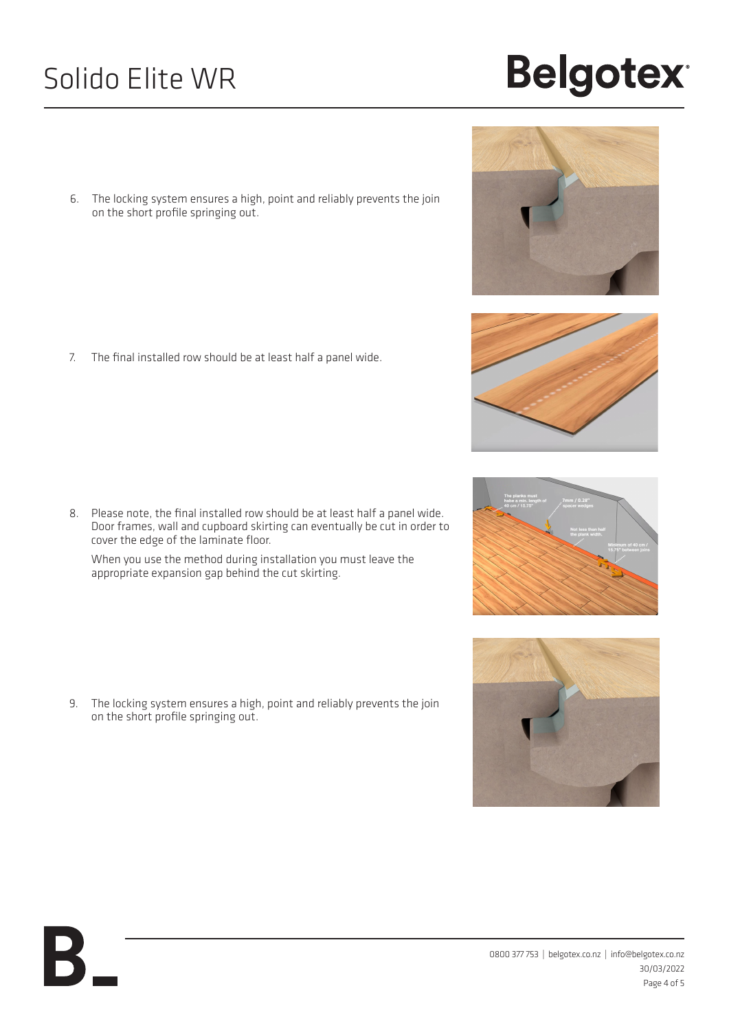6. The locking system ensures a high, point and reliably prevents the join on the short profile springing out.

7. The final installed row should be at least half a panel wide.

8. Please note, the final installed row should be at least half a panel wide. Door frames, wall and cupboard skirting can eventually be cut in order to cover the edge of the laminate floor.

   When you use the method during installation you must leave the appropriate expansion gap behind the cut skirting.

9. The locking system ensures a high, point and reliably prevents the join on the short profile springing out.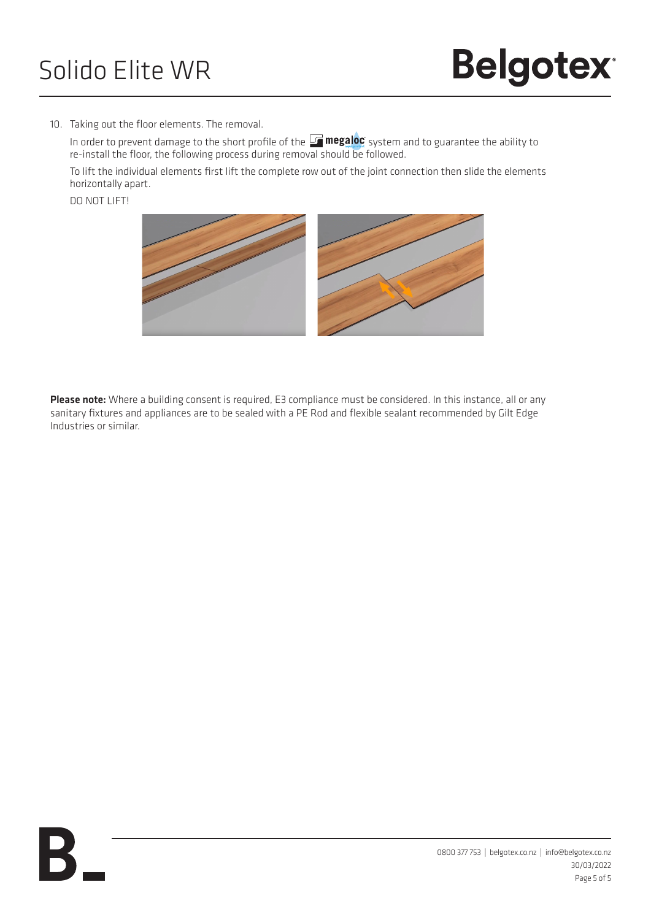10. Taking out the floor elements. The removal.

    In order to prevent damage to the short profile of the megaloc system and to guarantee the ability to re-install the floor, the following process during removal should be followed.

    To lift the individual elements first lift the complete row out of the joint connection then slide the elements horizontally apart.

    DO NOT LIFT!

**Please note:** Where a building consent is required, E3 compliance must be considered. In this instance, all or any sanitary fixtures and appliances are to be sealed with a PE Rod and flexible sealant recommended by Gilt Edge Industries or similar.